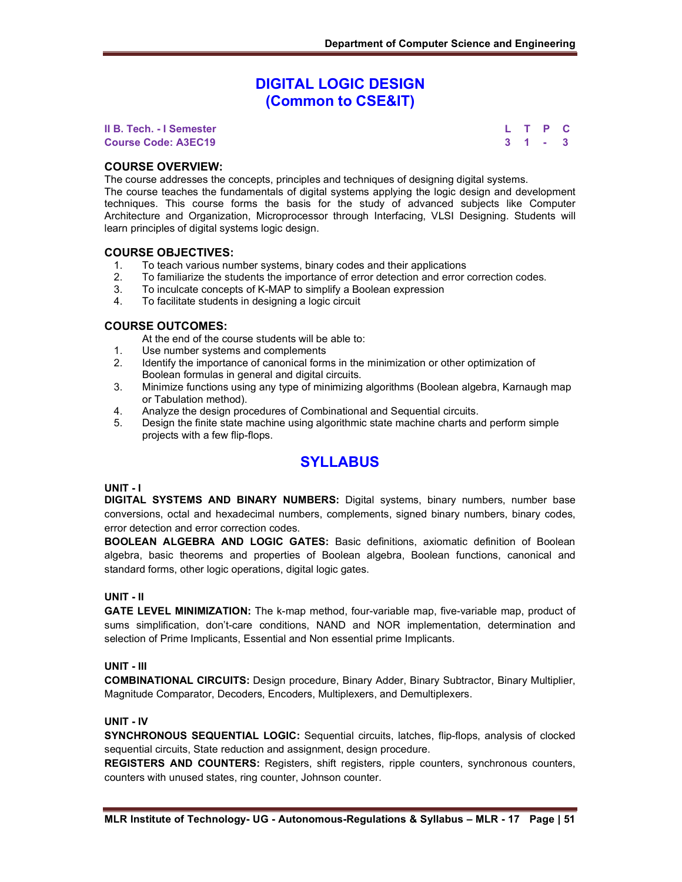# DIGITAL LOGIC DESIGN
# (Common to CSE&IT)

**II B. Tech. - I Semester**
**Course Code: A3EC19**

| L | T | P | C |
|---|---|---|---|
| 3 | 1 | - | 3 |

## COURSE OVERVIEW:

The course addresses the concepts, principles and techniques of designing digital systems. The course teaches the fundamentals of digital systems applying the logic design and development techniques. This course forms the basis for the study of advanced subjects like Computer Architecture and Organization, Microprocessor through Interfacing, VLSI Designing. Students will learn principles of digital systems logic design.

## COURSE OBJECTIVES:

1. To teach various number systems, binary codes and their applications
2. To familiarize the students the importance of error detection and error correction codes.
3. To inculcate concepts of K-MAP to simplify a Boolean expression
4. To facilitate students in designing a logic circuit

## COURSE OUTCOMES:

At the end of the course students will be able to:

1. Use number systems and complements
2. Identify the importance of canonical forms in the minimization or other optimization of Boolean formulas in general and digital circuits.
3. Minimize functions using any type of minimizing algorithms (Boolean algebra, Karnaugh map or Tabulation method).
4. Analyze the design procedures of Combinational and Sequential circuits.
5. Design the finite state machine using algorithmic state machine charts and perform simple projects with a few flip-flops.

# SYLLABUS

### UNIT - I

**DIGITAL SYSTEMS AND BINARY NUMBERS:** Digital systems, binary numbers, number base conversions, octal and hexadecimal numbers, complements, signed binary numbers, binary codes, error detection and error correction codes.

**BOOLEAN ALGEBRA AND LOGIC GATES:** Basic definitions, axiomatic definition of Boolean algebra, basic theorems and properties of Boolean algebra, Boolean functions, canonical and standard forms, other logic operations, digital logic gates.

### UNIT - II

**GATE LEVEL MINIMIZATION:** The k-map method, four-variable map, five-variable map, product of sums simplification, don't-care conditions, NAND and NOR implementation, determination and selection of Prime Implicants, Essential and Non essential prime Implicants.

### UNIT - III

**COMBINATIONAL CIRCUITS:** Design procedure, Binary Adder, Binary Subtractor, Binary Multiplier, Magnitude Comparator, Decoders, Encoders, Multiplexers, and Demultiplexers.

### UNIT - IV

**SYNCHRONOUS SEQUENTIAL LOGIC:** Sequential circuits, latches, flip-flops, analysis of clocked sequential circuits, State reduction and assignment, design procedure.

**REGISTERS AND COUNTERS:** Registers, shift registers, ripple counters, synchronous counters, counters with unused states, ring counter, Johnson counter.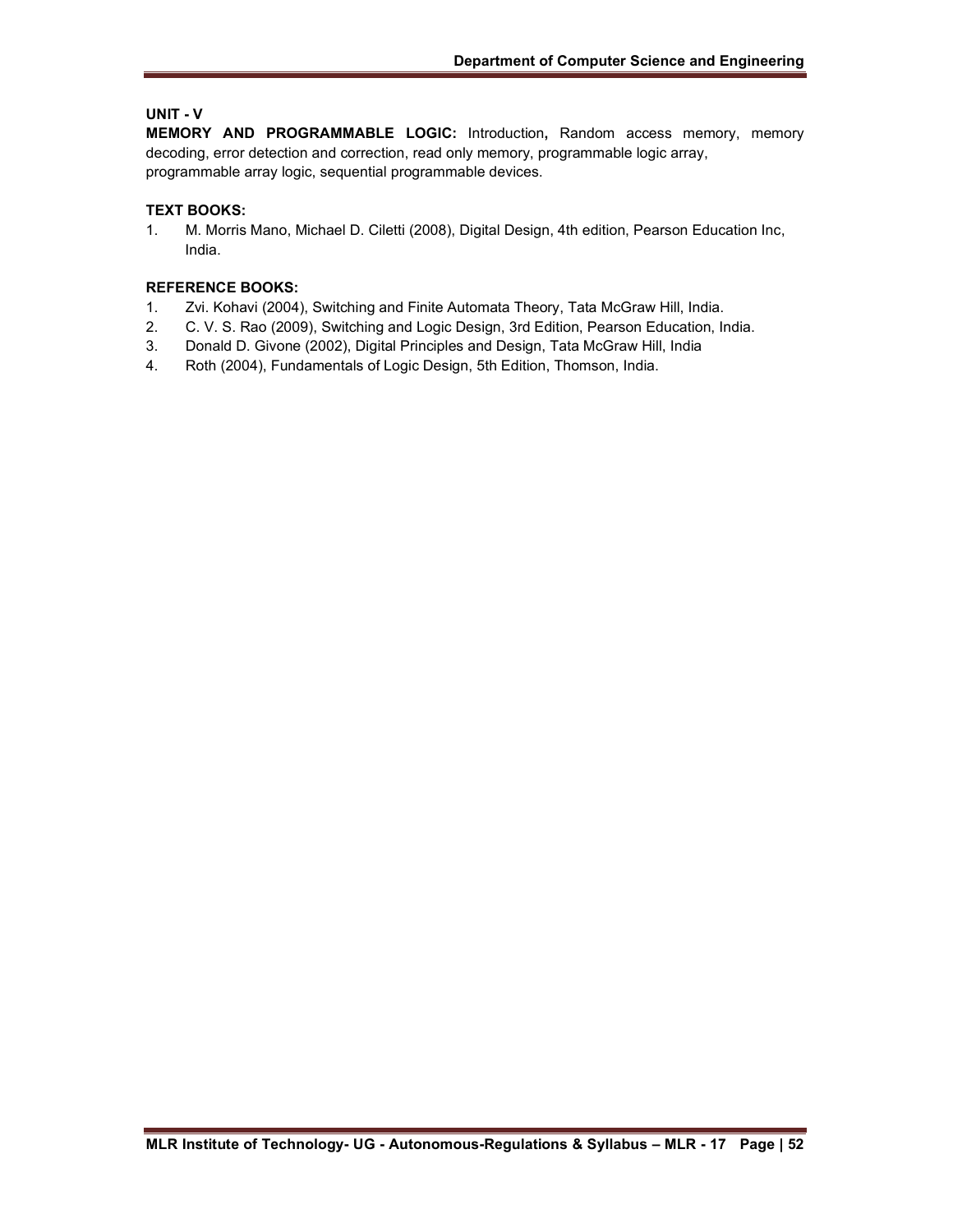**UNIT - V**

**MEMORY AND PROGRAMMABLE LOGIC:** Introduction**,** Random access memory, memory decoding, error detection and correction, read only memory, programmable logic array, programmable array logic, sequential programmable devices.

**TEXT BOOKS:**

1. M. Morris Mano, Michael D. Ciletti (2008), Digital Design, 4th edition, Pearson Education Inc, India.

**REFERENCE BOOKS:**

1. Zvi. Kohavi (2004), Switching and Finite Automata Theory, Tata McGraw Hill, India.
2. C. V. S. Rao (2009), Switching and Logic Design, 3rd Edition, Pearson Education, India.
3. Donald D. Givone (2002), Digital Principles and Design, Tata McGraw Hill, India
4. Roth (2004), Fundamentals of Logic Design, 5th Edition, Thomson, India.